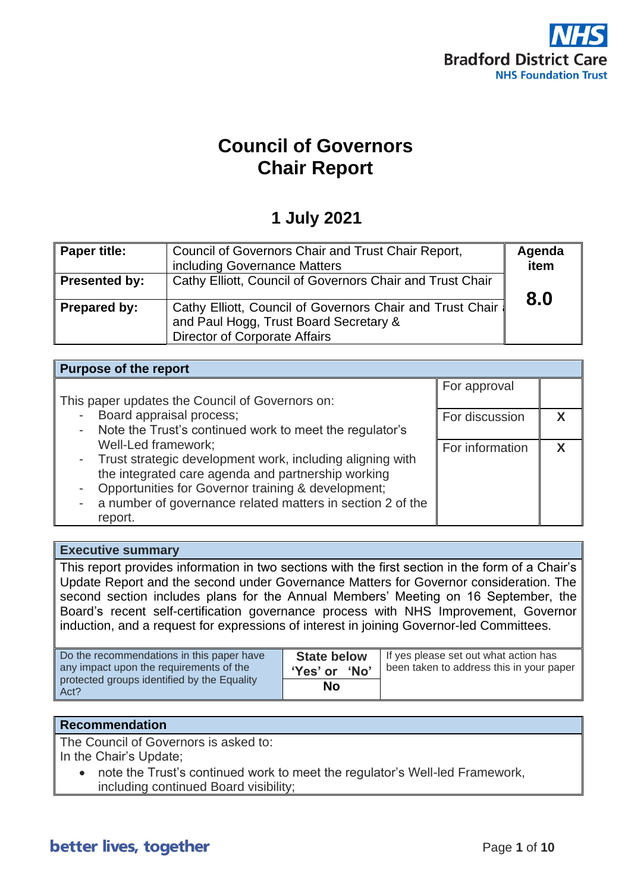# Council of Governors
# Chair Report

## 1 July 2021

| | | |
|---|---|---|
| **Paper title:** | Council of Governors Chair and Trust Chair Report, including Governance Matters | **Agenda item** |
| **Presented by:** | Cathy Elliott, Council of Governors Chair and Trust Chair | **8.0** |
| **Prepared by:** | Cathy Elliott, Council of Governors Chair and Trust Chair and Paul Hogg, Trust Board Secretary & Director of Corporate Affairs | |

| **Purpose of the report** | | |
|---|---|---|
| This paper updates the Council of Governors on:<br>- Board appraisal process;<br>- Note the Trust's continued work to meet the regulator's Well-Led framework;<br>- Trust strategic development work, including aligning with the integrated care agenda and partnership working<br>- Opportunities for Governor training & development;<br>- a number of governance related matters in section 2 of the report. | For approval | |
| | For discussion | X |
| | For information | X |

| **Executive summary** |
|---|
| This report provides information in two sections with the first section in the form of a Chair's Update Report and the second under Governance Matters for Governor consideration. The second section includes plans for the Annual Members' Meeting on 16 September, the Board's recent self-certification governance process with NHS Improvement, Governor induction, and a request for expressions of interest in joining Governor-led Committees. |

| | | |
|---|---|---|
| Do the recommendations in this paper have any impact upon the requirements of the protected groups identified by the Equality Act? | **State below 'Yes' or 'No'**<br>**No** | If yes please set out what action has been taken to address this in your paper |

| **Recommendation** |
|---|
| The Council of Governors is asked to:<br>In the Chair's Update;<br>• note the Trust's continued work to meet the regulator's Well-led Framework, including continued Board visibility; |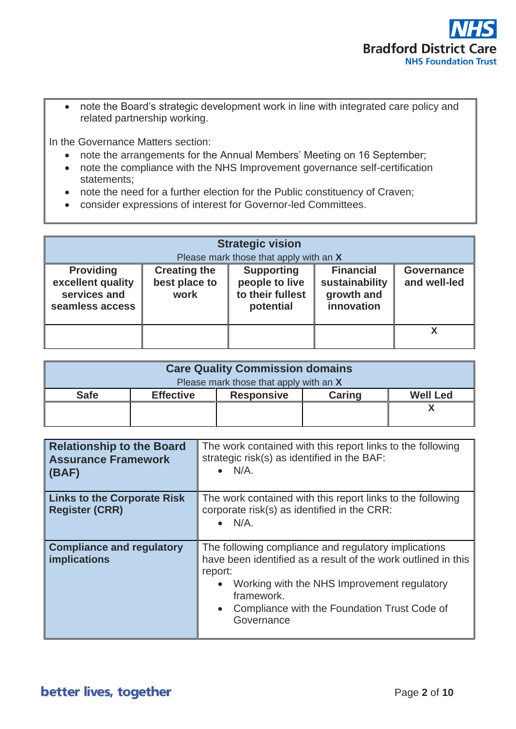- note the Board's strategic development work in line with integrated care policy and related partnership working.

In the Governance Matters section:

- note the arrangements for the Annual Members' Meeting on 16 September;
- note the compliance with the NHS Improvement governance self-certification statements;
- note the need for a further election for the Public constituency of Craven;
- consider expressions of interest for Governor-led Committees.

| **Strategic vision**<br>Please mark those that apply with an **X** | | | | |
|---|---|---|---|---|
| **Providing excellent quality services and seamless access** | **Creating the best place to work** | **Supporting people to live to their fullest potential** | **Financial sustainability growth and innovation** | **Governance and well-led** |
| | | | | X |

| **Care Quality Commission domains**<br>Please mark those that apply with an **X** | | | | |
|---|---|---|---|---|
| **Safe** | **Effective** | **Responsive** | **Caring** | **Well Led** |
| | | | | X |

| | |
|---|---|
| **Relationship to the Board Assurance Framework (BAF)** | The work contained with this report links to the following strategic risk(s) as identified in the BAF:<br>• N/A. |
| **Links to the Corporate Risk Register (CRR)** | The work contained with this report links to the following corporate risk(s) as identified in the CRR:<br>• N/A. |
| **Compliance and regulatory implications** | The following compliance and regulatory implications have been identified as a result of the work outlined in this report:<br>• Working with the NHS Improvement regulatory framework.<br>• Compliance with the Foundation Trust Code of Governance |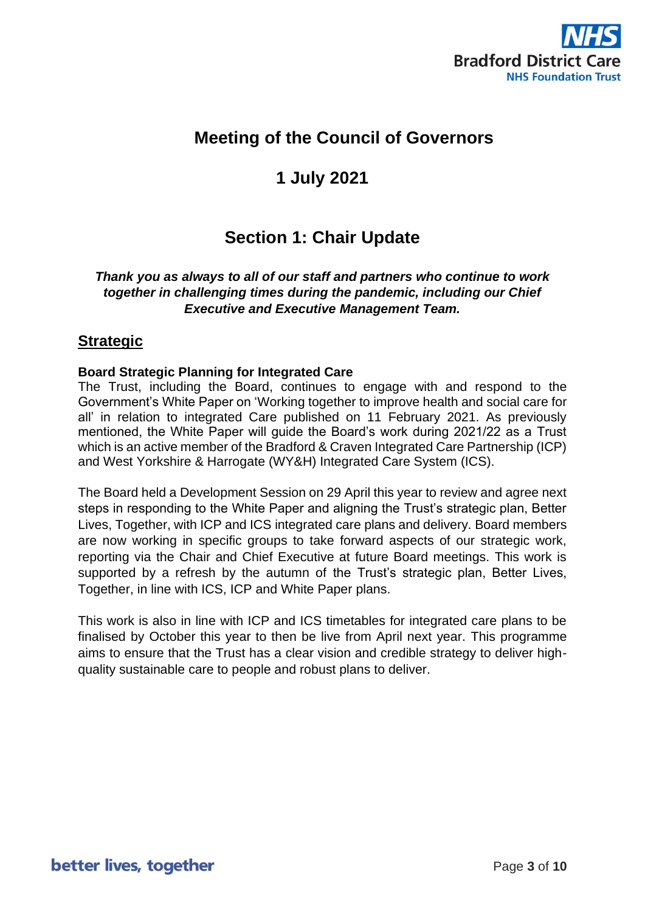# Meeting of the Council of Governors

# 1 July 2021

## Section 1: Chair Update

***Thank you as always to all of our staff and partners who continue to work together in challenging times during the pandemic, including our Chief Executive and Executive Management Team.***

## Strategic

**Board Strategic Planning for Integrated Care**

The Trust, including the Board, continues to engage with and respond to the Government's White Paper on 'Working together to improve health and social care for all' in relation to integrated Care published on 11 February 2021. As previously mentioned, the White Paper will guide the Board's work during 2021/22 as a Trust which is an active member of the Bradford & Craven Integrated Care Partnership (ICP) and West Yorkshire & Harrogate (WY&H) Integrated Care System (ICS).

The Board held a Development Session on 29 April this year to review and agree next steps in responding to the White Paper and aligning the Trust's strategic plan, Better Lives, Together, with ICP and ICS integrated care plans and delivery. Board members are now working in specific groups to take forward aspects of our strategic work, reporting via the Chair and Chief Executive at future Board meetings. This work is supported by a refresh by the autumn of the Trust's strategic plan, Better Lives, Together, in line with ICS, ICP and White Paper plans.

This work is also in line with ICP and ICS timetables for integrated care plans to be finalised by October this year to then be live from April next year. This programme aims to ensure that the Trust has a clear vision and credible strategy to deliver high-quality sustainable care to people and robust plans to deliver.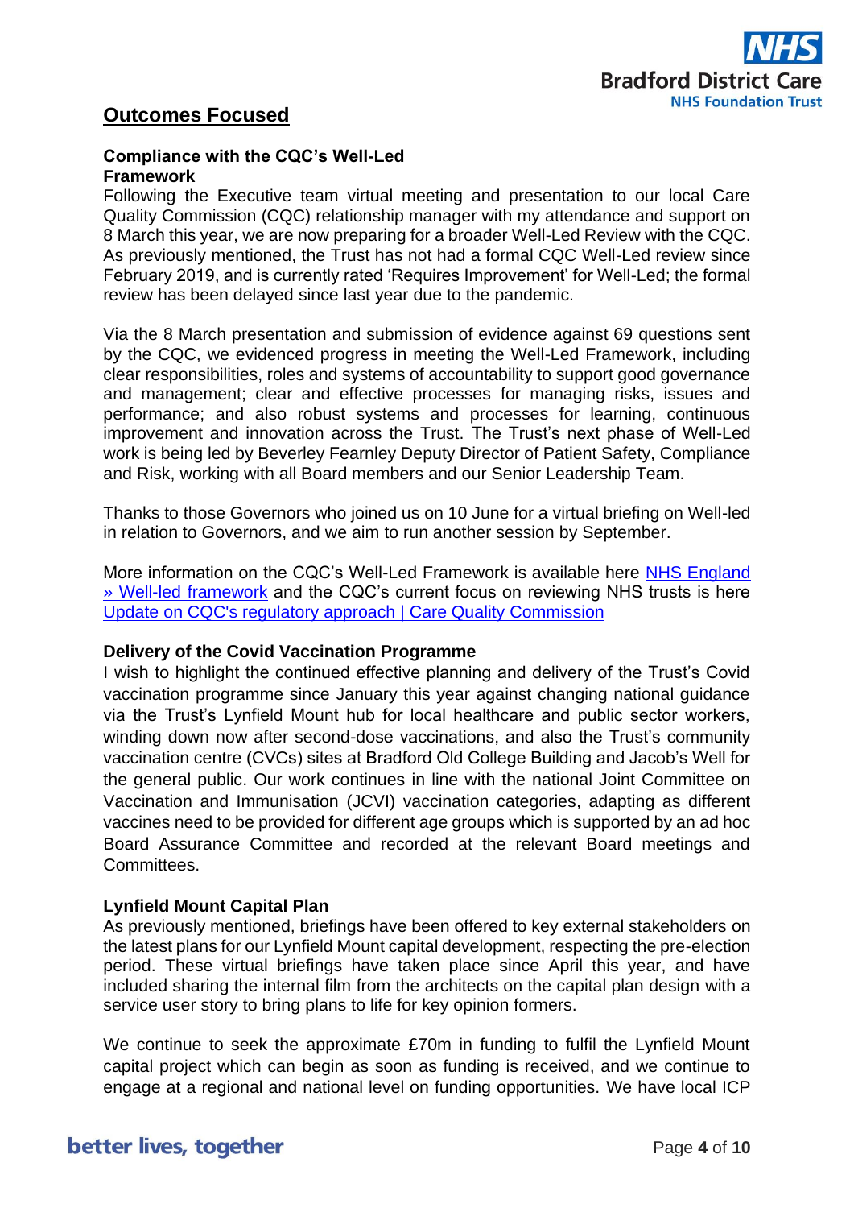## Outcomes Focused

**Compliance with the CQC's Well-Led Framework**

Following the Executive team virtual meeting and presentation to our local Care Quality Commission (CQC) relationship manager with my attendance and support on 8 March this year, we are now preparing for a broader Well-Led Review with the CQC. As previously mentioned, the Trust has not had a formal CQC Well-Led review since February 2019, and is currently rated 'Requires Improvement' for Well-Led; the formal review has been delayed since last year due to the pandemic.

Via the 8 March presentation and submission of evidence against 69 questions sent by the CQC, we evidenced progress in meeting the Well-Led Framework, including clear responsibilities, roles and systems of accountability to support good governance and management; clear and effective processes for managing risks, issues and performance; and also robust systems and processes for learning, continuous improvement and innovation across the Trust. The Trust's next phase of Well-Led work is being led by Beverley Fearnley Deputy Director of Patient Safety, Compliance and Risk, working with all Board members and our Senior Leadership Team.

Thanks to those Governors who joined us on 10 June for a virtual briefing on Well-led in relation to Governors, and we aim to run another session by September.

More information on the CQC's Well-Led Framework is available here NHS England » Well-led framework and the CQC's current focus on reviewing NHS trusts is here Update on CQC's regulatory approach | Care Quality Commission

**Delivery of the Covid Vaccination Programme**

I wish to highlight the continued effective planning and delivery of the Trust's Covid vaccination programme since January this year against changing national guidance via the Trust's Lynfield Mount hub for local healthcare and public sector workers, winding down now after second-dose vaccinations, and also the Trust's community vaccination centre (CVCs) sites at Bradford Old College Building and Jacob's Well for the general public. Our work continues in line with the national Joint Committee on Vaccination and Immunisation (JCVI) vaccination categories, adapting as different vaccines need to be provided for different age groups which is supported by an ad hoc Board Assurance Committee and recorded at the relevant Board meetings and Committees.

**Lynfield Mount Capital Plan**

As previously mentioned, briefings have been offered to key external stakeholders on the latest plans for our Lynfield Mount capital development, respecting the pre-election period. These virtual briefings have taken place since April this year, and have included sharing the internal film from the architects on the capital plan design with a service user story to bring plans to life for key opinion formers.

We continue to seek the approximate £70m in funding to fulfil the Lynfield Mount capital project which can begin as soon as funding is received, and we continue to engage at a regional and national level on funding opportunities. We have local ICP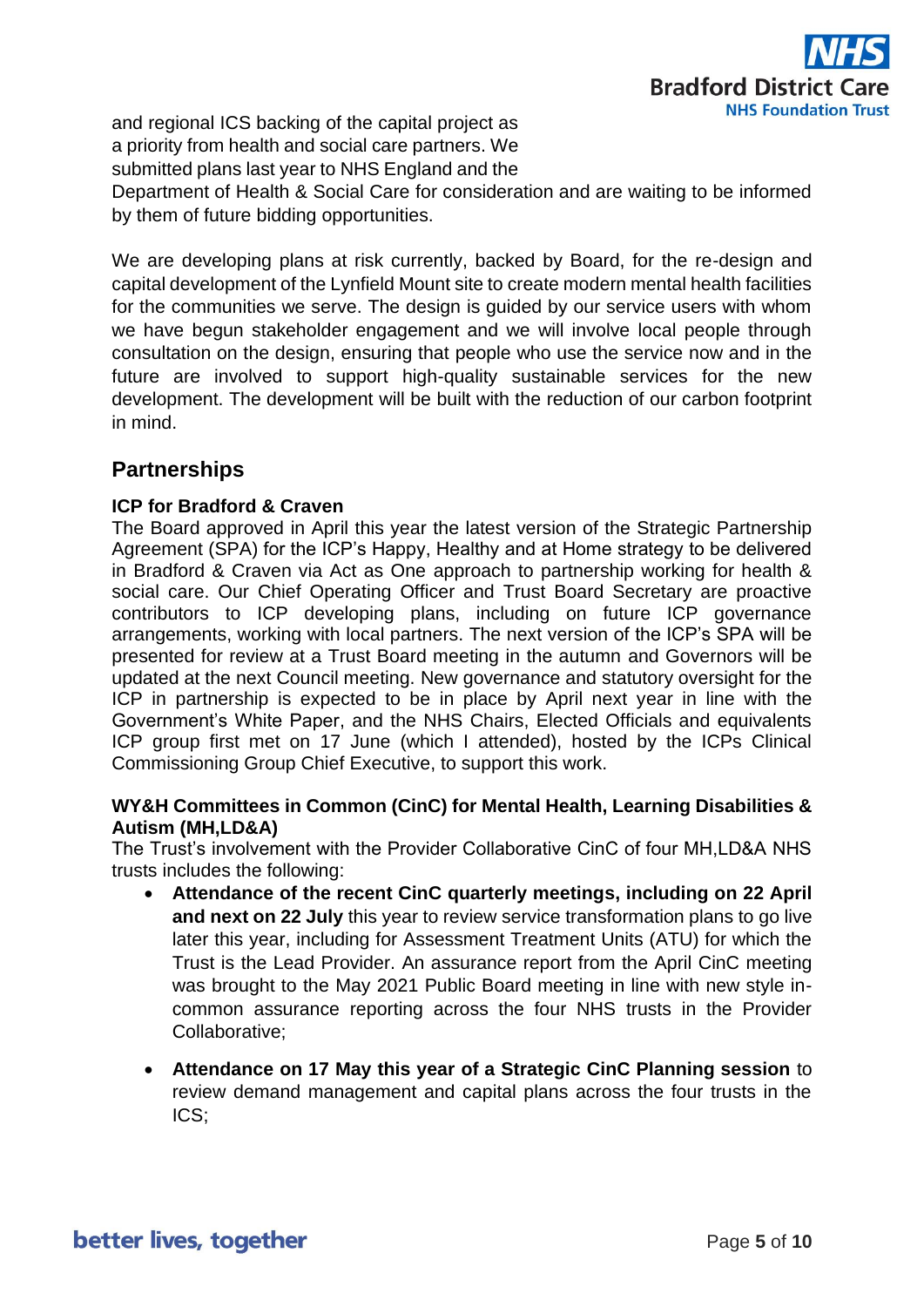and regional ICS backing of the capital project as a priority from health and social care partners. We submitted plans last year to NHS England and the Department of Health & Social Care for consideration and are waiting to be informed by them of future bidding opportunities.

We are developing plans at risk currently, backed by Board, for the re-design and capital development of the Lynfield Mount site to create modern mental health facilities for the communities we serve. The design is guided by our service users with whom we have begun stakeholder engagement and we will involve local people through consultation on the design, ensuring that people who use the service now and in the future are involved to support high-quality sustainable services for the new development. The development will be built with the reduction of our carbon footprint in mind.

## Partnerships

**ICP for Bradford & Craven**

The Board approved in April this year the latest version of the Strategic Partnership Agreement (SPA) for the ICP's Happy, Healthy and at Home strategy to be delivered in Bradford & Craven via Act as One approach to partnership working for health & social care. Our Chief Operating Officer and Trust Board Secretary are proactive contributors to ICP developing plans, including on future ICP governance arrangements, working with local partners. The next version of the ICP's SPA will be presented for review at a Trust Board meeting in the autumn and Governors will be updated at the next Council meeting. New governance and statutory oversight for the ICP in partnership is expected to be in place by April next year in line with the Government's White Paper, and the NHS Chairs, Elected Officials and equivalents ICP group first met on 17 June (which I attended), hosted by the ICPs Clinical Commissioning Group Chief Executive, to support this work.

**WY&H Committees in Common (CinC) for Mental Health, Learning Disabilities & Autism (MH,LD&A)**

The Trust's involvement with the Provider Collaborative CinC of four MH,LD&A NHS trusts includes the following:

- **Attendance of the recent CinC quarterly meetings, including on 22 April and next on 22 July** this year to review service transformation plans to go live later this year, including for Assessment Treatment Units (ATU) for which the Trust is the Lead Provider. An assurance report from the April CinC meeting was brought to the May 2021 Public Board meeting in line with new style in-common assurance reporting across the four NHS trusts in the Provider Collaborative;

- **Attendance on 17 May this year of a Strategic CinC Planning session** to review demand management and capital plans across the four trusts in the ICS;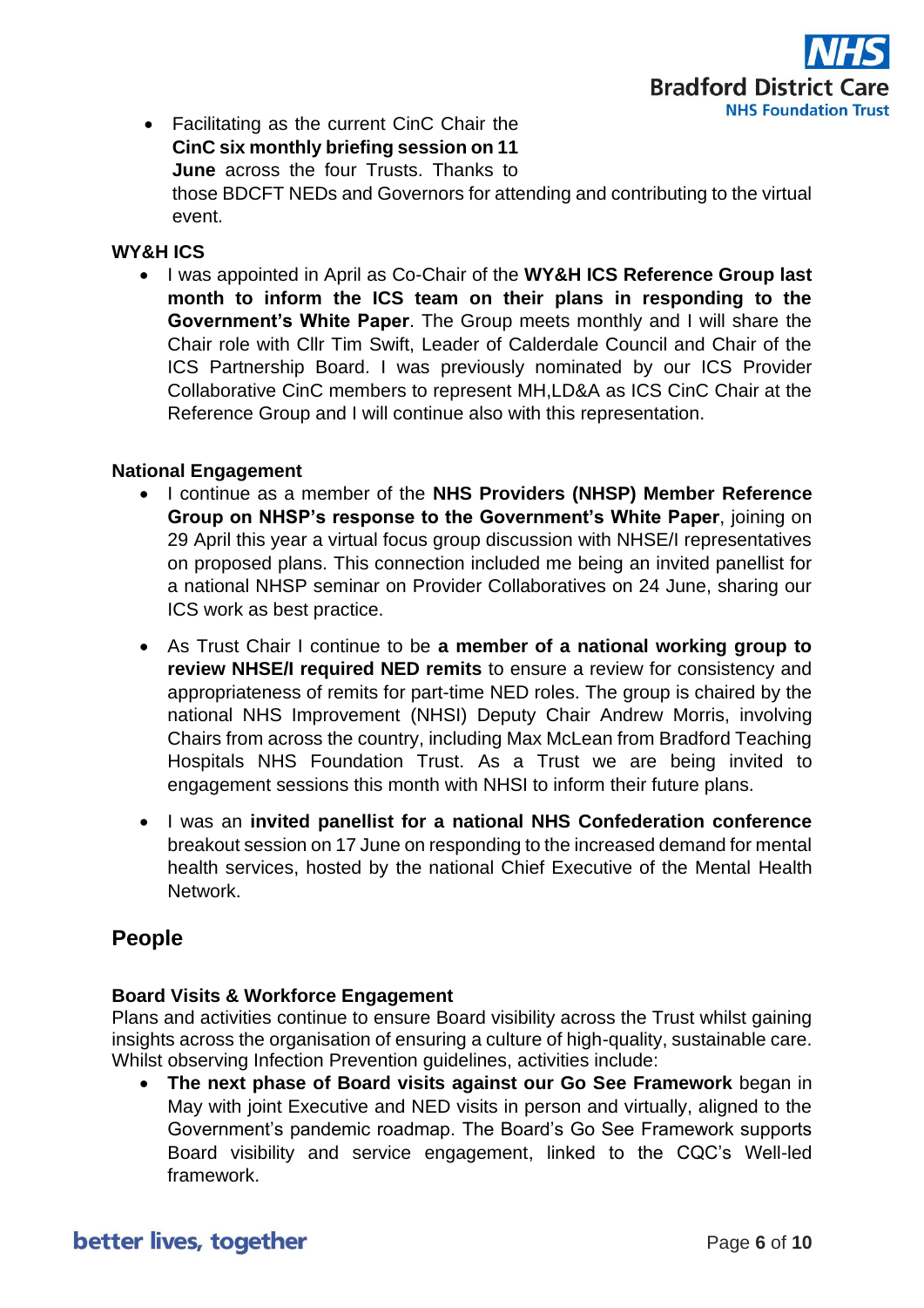- Facilitating as the current CinC Chair the **CinC six monthly briefing session on 11 June** across the four Trusts. Thanks to those BDCFT NEDs and Governors for attending and contributing to the virtual event.

**WY&H ICS**

- I was appointed in April as Co-Chair of the **WY&H ICS Reference Group last month to inform the ICS team on their plans in responding to the Government's White Paper**. The Group meets monthly and I will share the Chair role with Cllr Tim Swift, Leader of Calderdale Council and Chair of the ICS Partnership Board. I was previously nominated by our ICS Provider Collaborative CinC members to represent MH,LD&A as ICS CinC Chair at the Reference Group and I will continue also with this representation.

**National Engagement**

- I continue as a member of the **NHS Providers (NHSP) Member Reference Group on NHSP's response to the Government's White Paper**, joining on 29 April this year a virtual focus group discussion with NHSE/I representatives on proposed plans. This connection included me being an invited panellist for a national NHSP seminar on Provider Collaboratives on 24 June, sharing our ICS work as best practice.

- As Trust Chair I continue to be **a member of a national working group to review NHSE/I required NED remits** to ensure a review for consistency and appropriateness of remits for part-time NED roles. The group is chaired by the national NHS Improvement (NHSI) Deputy Chair Andrew Morris, involving Chairs from across the country, including Max McLean from Bradford Teaching Hospitals NHS Foundation Trust. As a Trust we are being invited to engagement sessions this month with NHSI to inform their future plans.

- I was an **invited panellist for a national NHS Confederation conference** breakout session on 17 June on responding to the increased demand for mental health services, hosted by the national Chief Executive of the Mental Health Network.

## People

**Board Visits & Workforce Engagement**

Plans and activities continue to ensure Board visibility across the Trust whilst gaining insights across the organisation of ensuring a culture of high-quality, sustainable care. Whilst observing Infection Prevention guidelines, activities include:

- **The next phase of Board visits against our Go See Framework** began in May with joint Executive and NED visits in person and virtually, aligned to the Government's pandemic roadmap. The Board's Go See Framework supports Board visibility and service engagement, linked to the CQC's Well-led framework.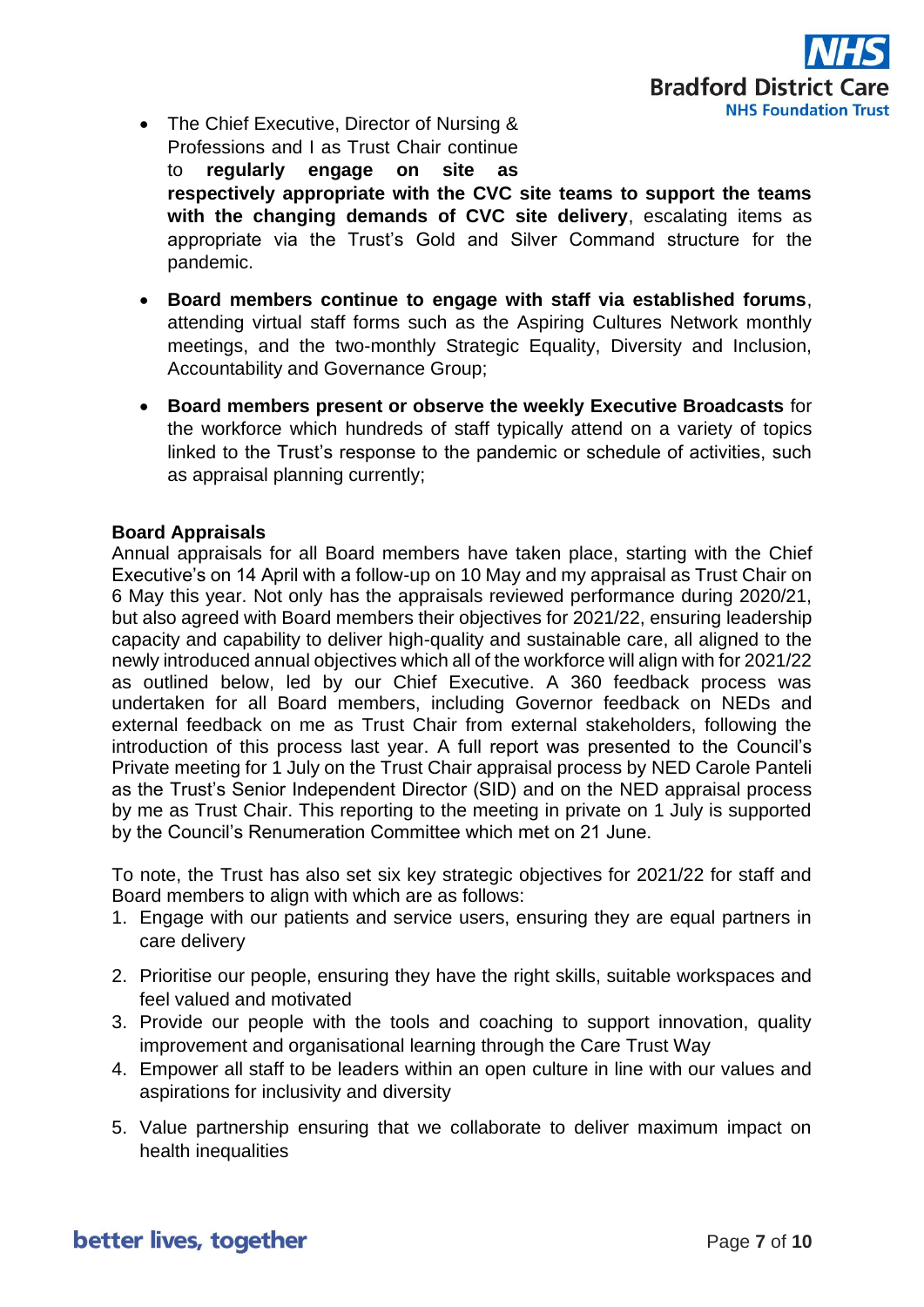- The Chief Executive, Director of Nursing & Professions and I as Trust Chair continue to **regularly engage on site as respectively appropriate with the CVC site teams to support the teams with the changing demands of CVC site delivery**, escalating items as appropriate via the Trust's Gold and Silver Command structure for the pandemic.

- **Board members continue to engage with staff via established forums**, attending virtual staff forms such as the Aspiring Cultures Network monthly meetings, and the two-monthly Strategic Equality, Diversity and Inclusion, Accountability and Governance Group;

- **Board members present or observe the weekly Executive Broadcasts** for the workforce which hundreds of staff typically attend on a variety of topics linked to the Trust's response to the pandemic or schedule of activities, such as appraisal planning currently;

**Board Appraisals**

Annual appraisals for all Board members have taken place, starting with the Chief Executive's on 14 April with a follow-up on 10 May and my appraisal as Trust Chair on 6 May this year. Not only has the appraisals reviewed performance during 2020/21, but also agreed with Board members their objectives for 2021/22, ensuring leadership capacity and capability to deliver high-quality and sustainable care, all aligned to the newly introduced annual objectives which all of the workforce will align with for 2021/22 as outlined below, led by our Chief Executive. A 360 feedback process was undertaken for all Board members, including Governor feedback on NEDs and external feedback on me as Trust Chair from external stakeholders, following the introduction of this process last year. A full report was presented to the Council's Private meeting for 1 July on the Trust Chair appraisal process by NED Carole Panteli as the Trust's Senior Independent Director (SID) and on the NED appraisal process by me as Trust Chair. This reporting to the meeting in private on 1 July is supported by the Council's Renumeration Committee which met on 21 June.

To note, the Trust has also set six key strategic objectives for 2021/22 for staff and Board members to align with which are as follows:

1. Engage with our patients and service users, ensuring they are equal partners in care delivery
2. Prioritise our people, ensuring they have the right skills, suitable workspaces and feel valued and motivated
3. Provide our people with the tools and coaching to support innovation, quality improvement and organisational learning through the Care Trust Way
4. Empower all staff to be leaders within an open culture in line with our values and aspirations for inclusivity and diversity
5. Value partnership ensuring that we collaborate to deliver maximum impact on health inequalities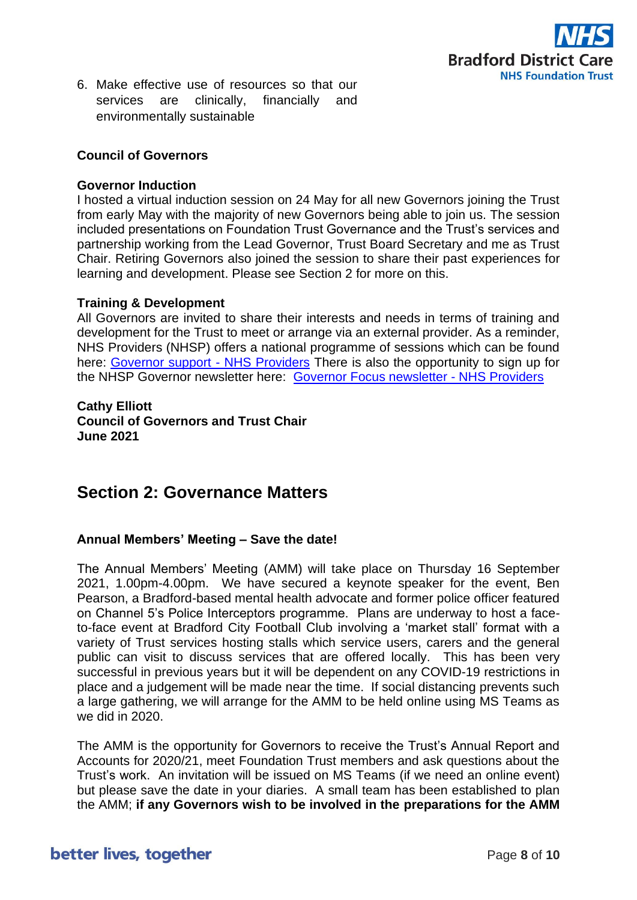6. Make effective use of resources so that our services are clinically, financially and environmentally sustainable

**Council of Governors**

**Governor Induction**
I hosted a virtual induction session on 24 May for all new Governors joining the Trust from early May with the majority of new Governors being able to join us. The session included presentations on Foundation Trust Governance and the Trust's services and partnership working from the Lead Governor, Trust Board Secretary and me as Trust Chair. Retiring Governors also joined the session to share their past experiences for learning and development. Please see Section 2 for more on this.

**Training & Development**
All Governors are invited to share their interests and needs in terms of training and development for the Trust to meet or arrange via an external provider. As a reminder, NHS Providers (NHSP) offers a national programme of sessions which can be found here: Governor support - NHS Providers There is also the opportunity to sign up for the NHSP Governor newsletter here: Governor Focus newsletter - NHS Providers

**Cathy Elliott**
**Council of Governors and Trust Chair**
**June 2021**

## Section 2: Governance Matters

**Annual Members' Meeting – Save the date!**

The Annual Members' Meeting (AMM) will take place on Thursday 16 September 2021, 1.00pm-4.00pm. We have secured a keynote speaker for the event, Ben Pearson, a Bradford-based mental health advocate and former police officer featured on Channel 5's Police Interceptors programme. Plans are underway to host a face-to-face event at Bradford City Football Club involving a 'market stall' format with a variety of Trust services hosting stalls which service users, carers and the general public can visit to discuss services that are offered locally. This has been very successful in previous years but it will be dependent on any COVID-19 restrictions in place and a judgement will be made near the time. If social distancing prevents such a large gathering, we will arrange for the AMM to be held online using MS Teams as we did in 2020.

The AMM is the opportunity for Governors to receive the Trust's Annual Report and Accounts for 2020/21, meet Foundation Trust members and ask questions about the Trust's work. An invitation will be issued on MS Teams (if we need an online event) but please save the date in your diaries. A small team has been established to plan the AMM; **if any Governors wish to be involved in the preparations for the AMM**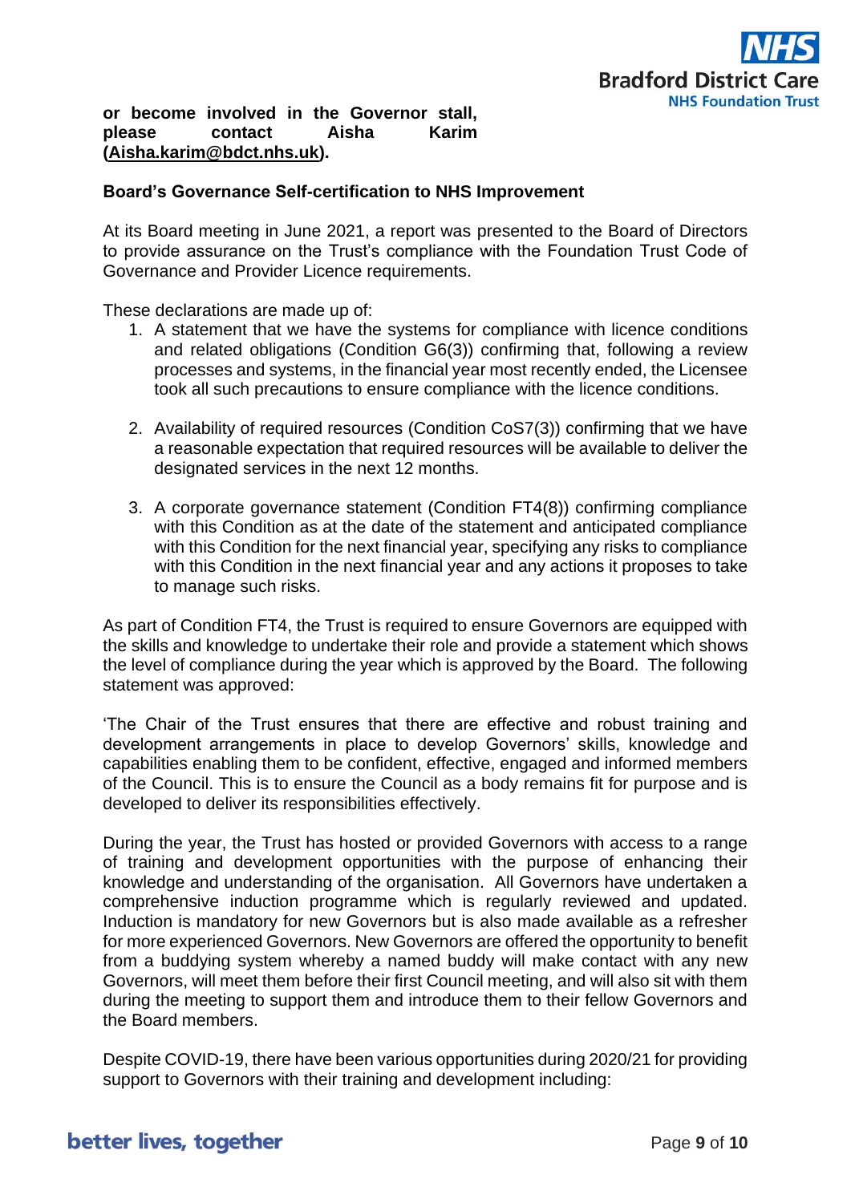**or become involved in the Governor stall, please contact Aisha Karim (Aisha.karim@bdct.nhs.uk).**

**Board's Governance Self-certification to NHS Improvement**

At its Board meeting in June 2021, a report was presented to the Board of Directors to provide assurance on the Trust's compliance with the Foundation Trust Code of Governance and Provider Licence requirements.

These declarations are made up of:

1. A statement that we have the systems for compliance with licence conditions and related obligations (Condition G6(3)) confirming that, following a review processes and systems, in the financial year most recently ended, the Licensee took all such precautions to ensure compliance with the licence conditions.

2. Availability of required resources (Condition CoS7(3)) confirming that we have a reasonable expectation that required resources will be available to deliver the designated services in the next 12 months.

3. A corporate governance statement (Condition FT4(8)) confirming compliance with this Condition as at the date of the statement and anticipated compliance with this Condition for the next financial year, specifying any risks to compliance with this Condition in the next financial year and any actions it proposes to take to manage such risks.

As part of Condition FT4, the Trust is required to ensure Governors are equipped with the skills and knowledge to undertake their role and provide a statement which shows the level of compliance during the year which is approved by the Board. The following statement was approved:

'The Chair of the Trust ensures that there are effective and robust training and development arrangements in place to develop Governors' skills, knowledge and capabilities enabling them to be confident, effective, engaged and informed members of the Council. This is to ensure the Council as a body remains fit for purpose and is developed to deliver its responsibilities effectively.

During the year, the Trust has hosted or provided Governors with access to a range of training and development opportunities with the purpose of enhancing their knowledge and understanding of the organisation. All Governors have undertaken a comprehensive induction programme which is regularly reviewed and updated. Induction is mandatory for new Governors but is also made available as a refresher for more experienced Governors. New Governors are offered the opportunity to benefit from a buddying system whereby a named buddy will make contact with any new Governors, will meet them before their first Council meeting, and will also sit with them during the meeting to support them and introduce them to their fellow Governors and the Board members.

Despite COVID-19, there have been various opportunities during 2020/21 for providing support to Governors with their training and development including: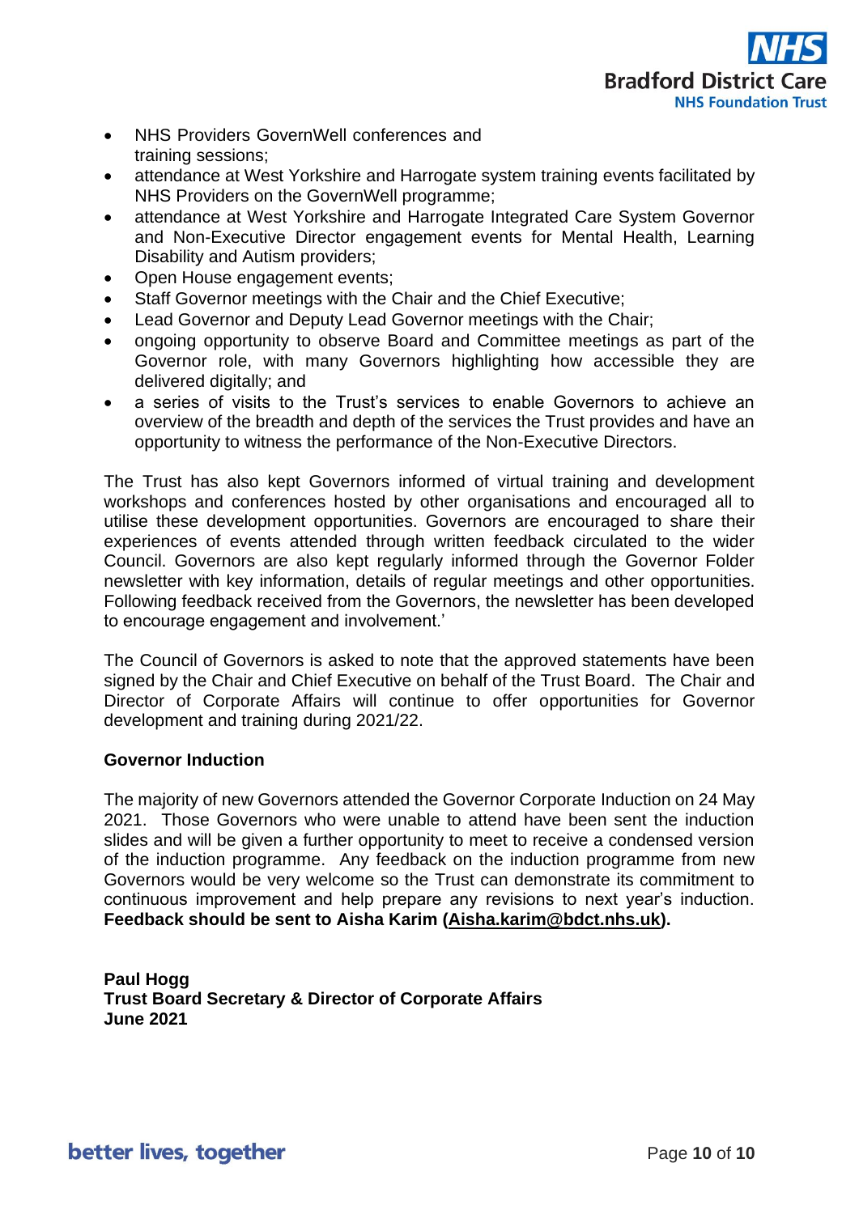- NHS Providers GovernWell conferences and training sessions;
- attendance at West Yorkshire and Harrogate system training events facilitated by NHS Providers on the GovernWell programme;
- attendance at West Yorkshire and Harrogate Integrated Care System Governor and Non-Executive Director engagement events for Mental Health, Learning Disability and Autism providers;
- Open House engagement events;
- Staff Governor meetings with the Chair and the Chief Executive;
- Lead Governor and Deputy Lead Governor meetings with the Chair;
- ongoing opportunity to observe Board and Committee meetings as part of the Governor role, with many Governors highlighting how accessible they are delivered digitally; and
- a series of visits to the Trust's services to enable Governors to achieve an overview of the breadth and depth of the services the Trust provides and have an opportunity to witness the performance of the Non-Executive Directors.

The Trust has also kept Governors informed of virtual training and development workshops and conferences hosted by other organisations and encouraged all to utilise these development opportunities. Governors are encouraged to share their experiences of events attended through written feedback circulated to the wider Council. Governors are also kept regularly informed through the Governor Folder newsletter with key information, details of regular meetings and other opportunities. Following feedback received from the Governors, the newsletter has been developed to encourage engagement and involvement.'

The Council of Governors is asked to note that the approved statements have been signed by the Chair and Chief Executive on behalf of the Trust Board. The Chair and Director of Corporate Affairs will continue to offer opportunities for Governor development and training during 2021/22.

**Governor Induction**

The majority of new Governors attended the Governor Corporate Induction on 24 May 2021. Those Governors who were unable to attend have been sent the induction slides and will be given a further opportunity to meet to receive a condensed version of the induction programme. Any feedback on the induction programme from new Governors would be very welcome so the Trust can demonstrate its commitment to continuous improvement and help prepare any revisions to next year's induction. **Feedback should be sent to Aisha Karim (Aisha.karim@bdct.nhs.uk).**

**Paul Hogg**
**Trust Board Secretary & Director of Corporate Affairs**
**June 2021**